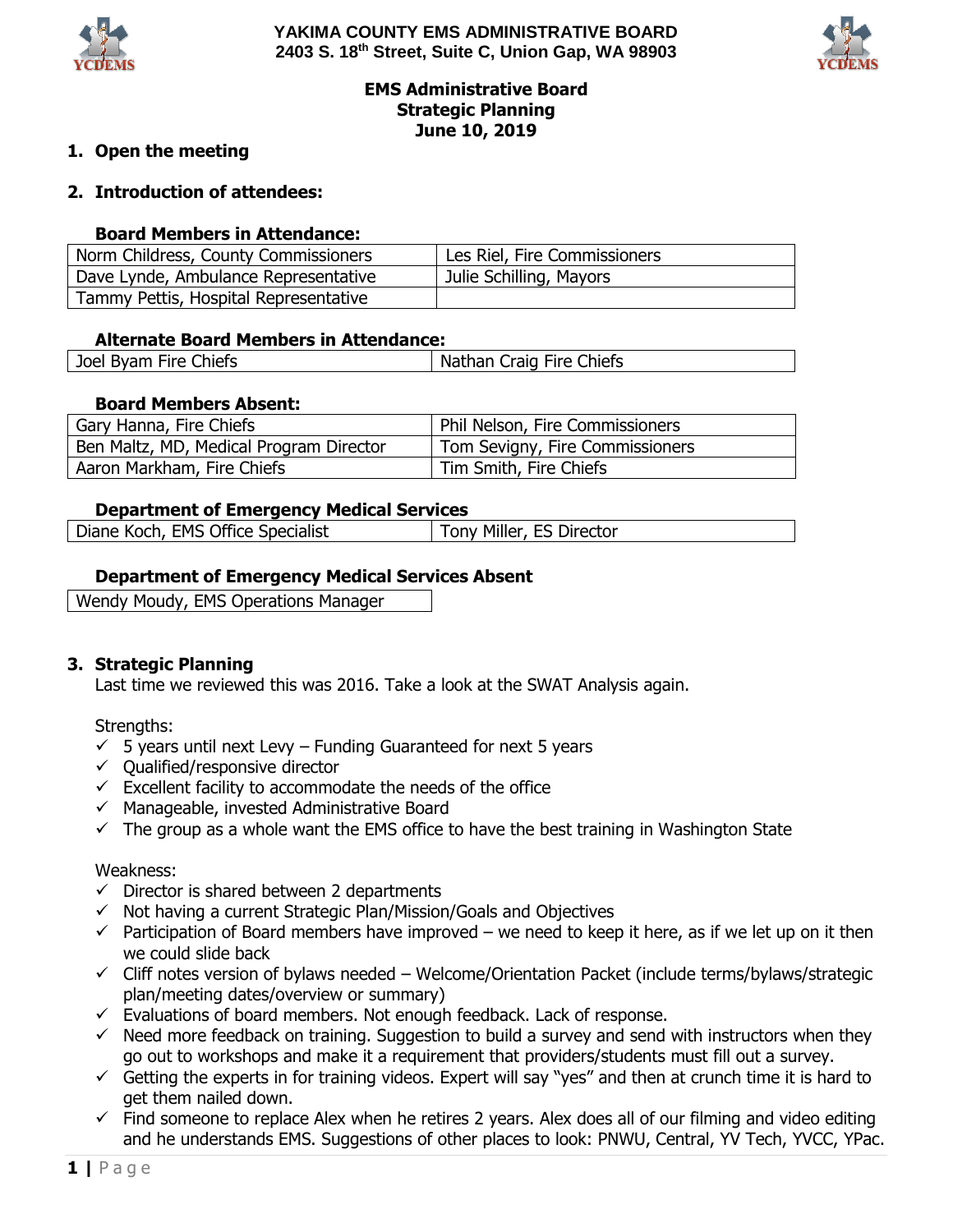**YAKIMA COUNTY EMS ADMINISTRATIVE BOARD**
**2403 S. 18th Street, Suite C, Union Gap, WA 98903**

# EMS Administrative Board
## Strategic Planning
## June 10, 2019

**1. Open the meeting**

**2. Introduction of attendees:**

**Board Members in Attendance:**

| | |
|---|---|
| Norm Childress, County Commissioners | Les Riel, Fire Commissioners |
| Dave Lynde, Ambulance Representative | Julie Schilling, Mayors |
| Tammy Pettis, Hospital Representative | |

**Alternate Board Members in Attendance:**

| | |
|---|---|
| Joel Byam Fire Chiefs | Nathan Craig Fire Chiefs |

**Board Members Absent:**

| | |
|---|---|
| Gary Hanna, Fire Chiefs | Phil Nelson, Fire Commissioners |
| Ben Maltz, MD, Medical Program Director | Tom Sevigny, Fire Commissioners |
| Aaron Markham, Fire Chiefs | Tim Smith, Fire Chiefs |

**Department of Emergency Medical Services**

| | |
|---|---|
| Diane Koch, EMS Office Specialist | Tony Miller, ES Director |

**Department of Emergency Medical Services Absent**

| |
|---|
| Wendy Moudy, EMS Operations Manager |

**3. Strategic Planning**

Last time we reviewed this was 2016. Take a look at the SWAT Analysis again.

Strengths:

- ✓ 5 years until next Levy – Funding Guaranteed for next 5 years
- ✓ Qualified/responsive director
- ✓ Excellent facility to accommodate the needs of the office
- ✓ Manageable, invested Administrative Board
- ✓ The group as a whole want the EMS office to have the best training in Washington State

Weakness:

- ✓ Director is shared between 2 departments
- ✓ Not having a current Strategic Plan/Mission/Goals and Objectives
- ✓ Participation of Board members have improved – we need to keep it here, as if we let up on it then we could slide back
- ✓ Cliff notes version of bylaws needed – Welcome/Orientation Packet (include terms/bylaws/strategic plan/meeting dates/overview or summary)
- ✓ Evaluations of board members. Not enough feedback. Lack of response.
- ✓ Need more feedback on training. Suggestion to build a survey and send with instructors when they go out to workshops and make it a requirement that providers/students must fill out a survey.
- ✓ Getting the experts in for training videos. Expert will say "yes" and then at crunch time it is hard to get them nailed down.
- ✓ Find someone to replace Alex when he retires 2 years. Alex does all of our filming and video editing and he understands EMS. Suggestions of other places to look: PNWU, Central, YV Tech, YVCC, YPac.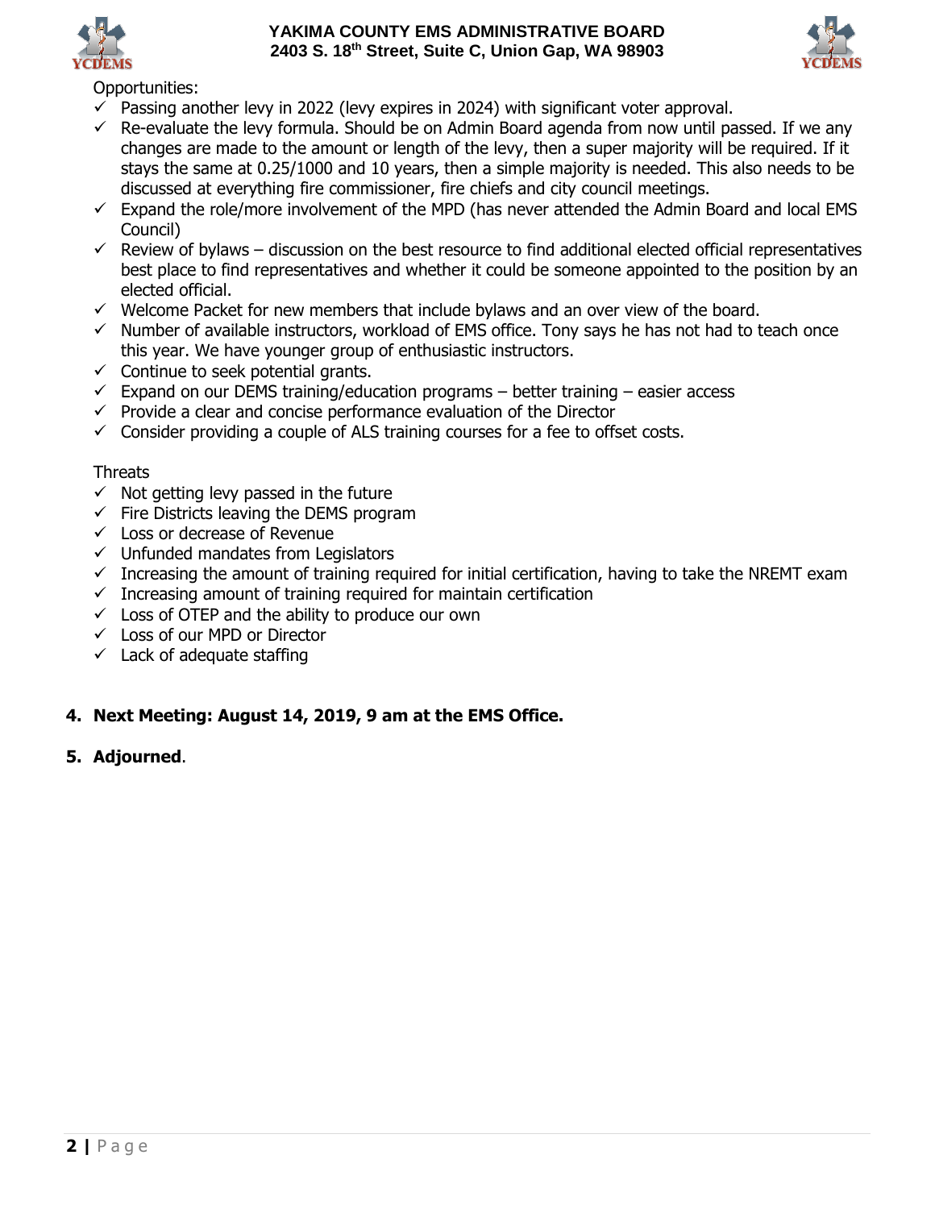Opportunities:

- ✓ Passing another levy in 2022 (levy expires in 2024) with significant voter approval.
- ✓ Re-evaluate the levy formula. Should be on Admin Board agenda from now until passed. If we any changes are made to the amount or length of the levy, then a super majority will be required. If it stays the same at 0.25/1000 and 10 years, then a simple majority is needed. This also needs to be discussed at everything fire commissioner, fire chiefs and city council meetings.
- ✓ Expand the role/more involvement of the MPD (has never attended the Admin Board and local EMS Council)
- ✓ Review of bylaws – discussion on the best resource to find additional elected official representatives best place to find representatives and whether it could be someone appointed to the position by an elected official.
- ✓ Welcome Packet for new members that include bylaws and an over view of the board.
- ✓ Number of available instructors, workload of EMS office. Tony says he has not had to teach once this year. We have younger group of enthusiastic instructors.
- ✓ Continue to seek potential grants.
- ✓ Expand on our DEMS training/education programs – better training – easier access
- ✓ Provide a clear and concise performance evaluation of the Director
- ✓ Consider providing a couple of ALS training courses for a fee to offset costs.

Threats

- ✓ Not getting levy passed in the future
- ✓ Fire Districts leaving the DEMS program
- ✓ Loss or decrease of Revenue
- ✓ Unfunded mandates from Legislators
- ✓ Increasing the amount of training required for initial certification, having to take the NREMT exam
- ✓ Increasing amount of training required for maintain certification
- ✓ Loss of OTEP and the ability to produce our own
- ✓ Loss of our MPD or Director
- ✓ Lack of adequate staffing

**4. Next Meeting: August 14, 2019, 9 am at the EMS Office.**

**5. Adjourned**.